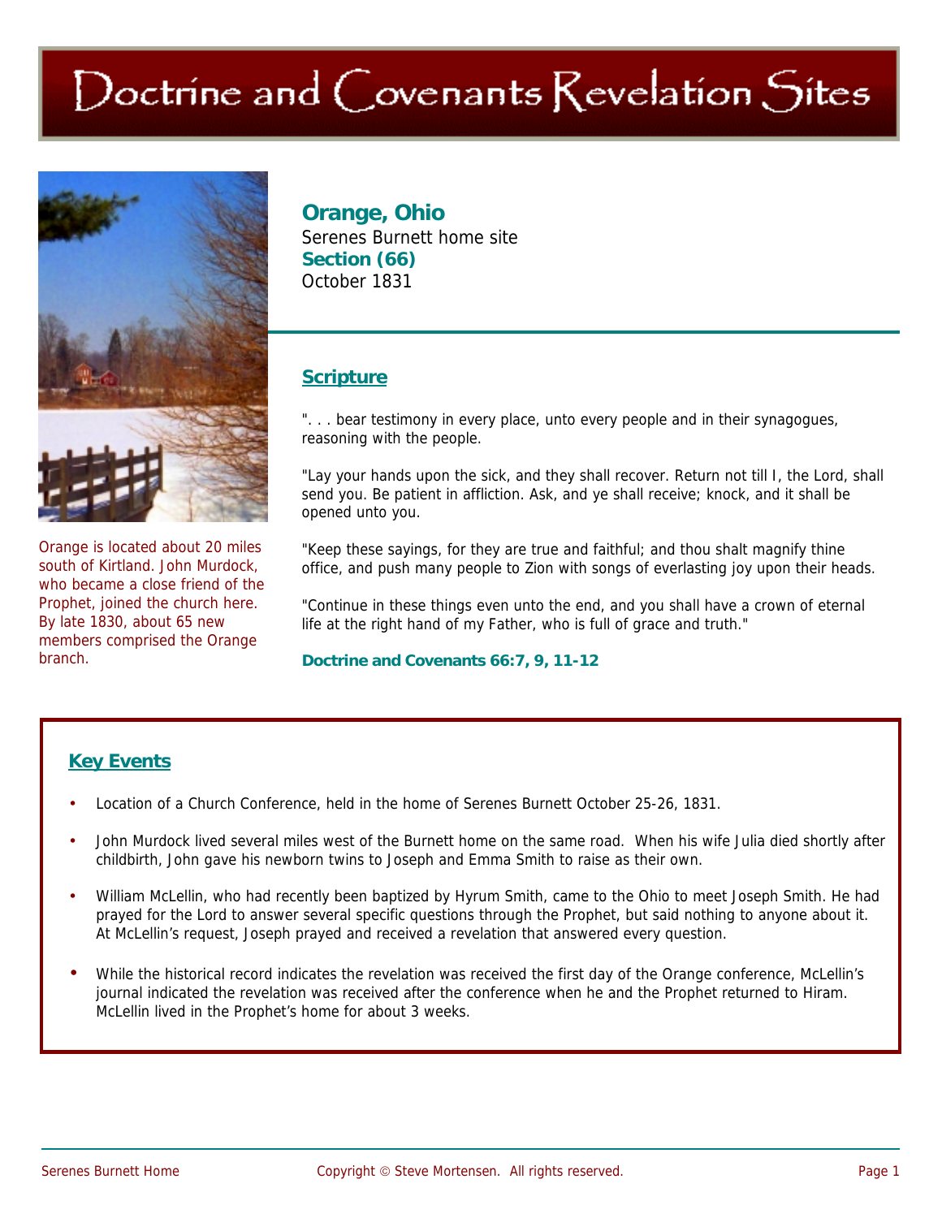# Doctrine and Covenants Revelation Sites

Orange is located about 20 miles south of Kirtland. John Murdock, who became a close friend of the Prophet, joined the church here. By late 1830, about 65 new members comprised the Orange branch.

## Orange, Ohio

Serenes Burnett home site

**Section (66)**

October 1831

### Scripture

". . . bear testimony in every place, unto every people and in their synagogues, reasoning with the people.

"Lay your hands upon the sick, and they shall recover. Return not till I, the Lord, shall send you. Be patient in affliction. Ask, and ye shall receive; knock, and it shall be opened unto you.

"Keep these sayings, for they are true and faithful; and thou shalt magnify thine office, and push many people to Zion with songs of everlasting joy upon their heads.

"Continue in these things even unto the end, and you shall have a crown of eternal life at the right hand of my Father, who is full of grace and truth."

**Doctrine and Covenants 66:7, 9, 11-12**

### Key Events

- Location of a Church Conference, held in the home of Serenes Burnett October 25-26, 1831.
- John Murdock lived several miles west of the Burnett home on the same road. When his wife Julia died shortly after childbirth, John gave his newborn twins to Joseph and Emma Smith to raise as their own.
- William McLellin, who had recently been baptized by Hyrum Smith, came to the Ohio to meet Joseph Smith. He had prayed for the Lord to answer several specific questions through the Prophet, but said nothing to anyone about it. At McLellin's request, Joseph prayed and received a revelation that answered every question.
- While the historical record indicates the revelation was received the first day of the Orange conference, McLellin's journal indicated the revelation was received after the conference when he and the Prophet returned to Hiram. McLellin lived in the Prophet's home for about 3 weeks.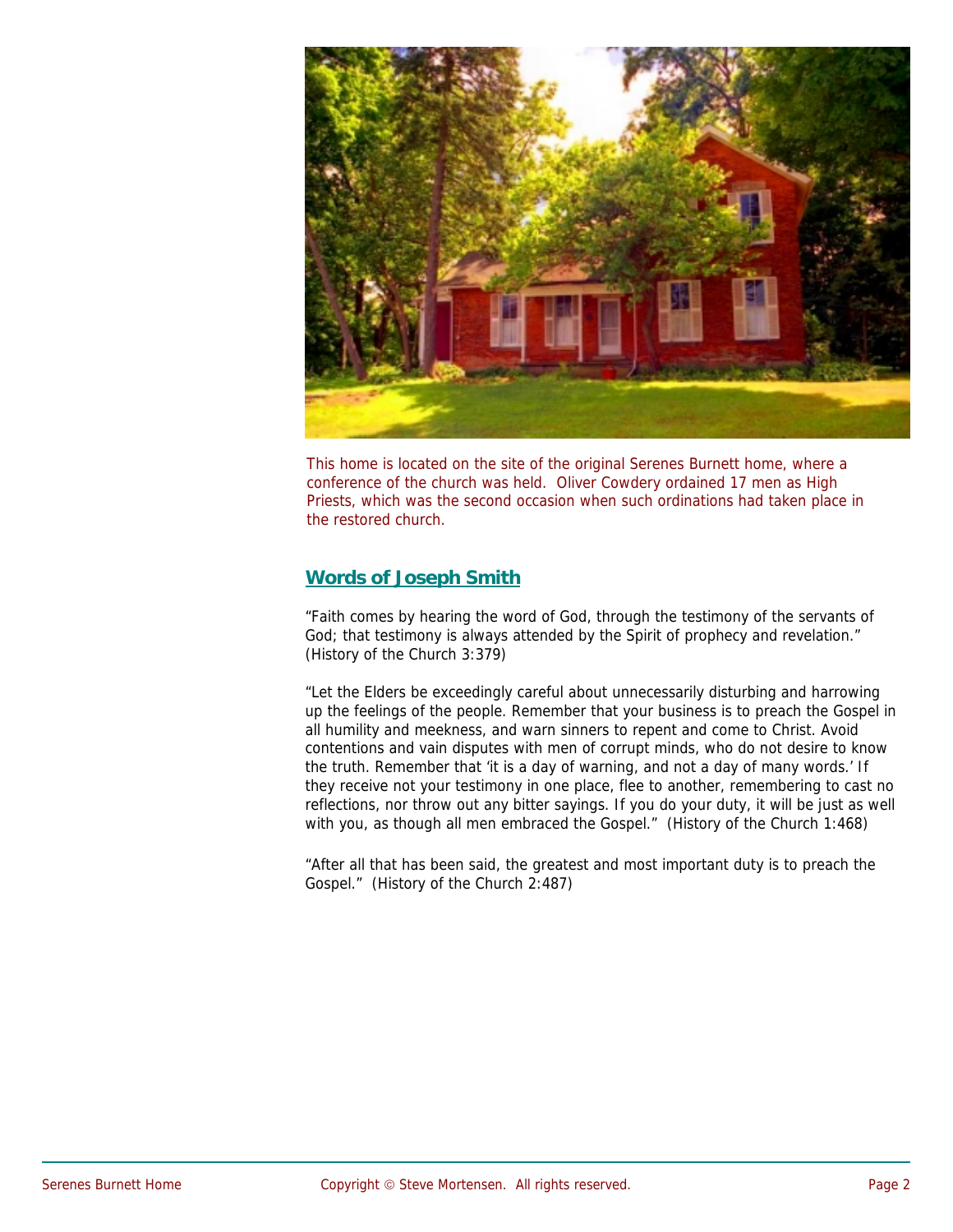This home is located on the site of the original Serenes Burnett home, where a conference of the church was held. Oliver Cowdery ordained 17 men as High Priests, which was the second occasion when such ordinations had taken place in the restored church.

## Words of Joseph Smith

"Faith comes by hearing the word of God, through the testimony of the servants of God; that testimony is always attended by the Spirit of prophecy and revelation." (History of the Church 3:379)

"Let the Elders be exceedingly careful about unnecessarily disturbing and harrowing up the feelings of the people. Remember that your business is to preach the Gospel in all humility and meekness, and warn sinners to repent and come to Christ. Avoid contentions and vain disputes with men of corrupt minds, who do not desire to know the truth. Remember that 'it is a day of warning, and not a day of many words.' If they receive not your testimony in one place, flee to another, remembering to cast no reflections, nor throw out any bitter sayings. If you do your duty, it will be just as well with you, as though all men embraced the Gospel." (History of the Church 1:468)

"After all that has been said, the greatest and most important duty is to preach the Gospel." (History of the Church 2:487)